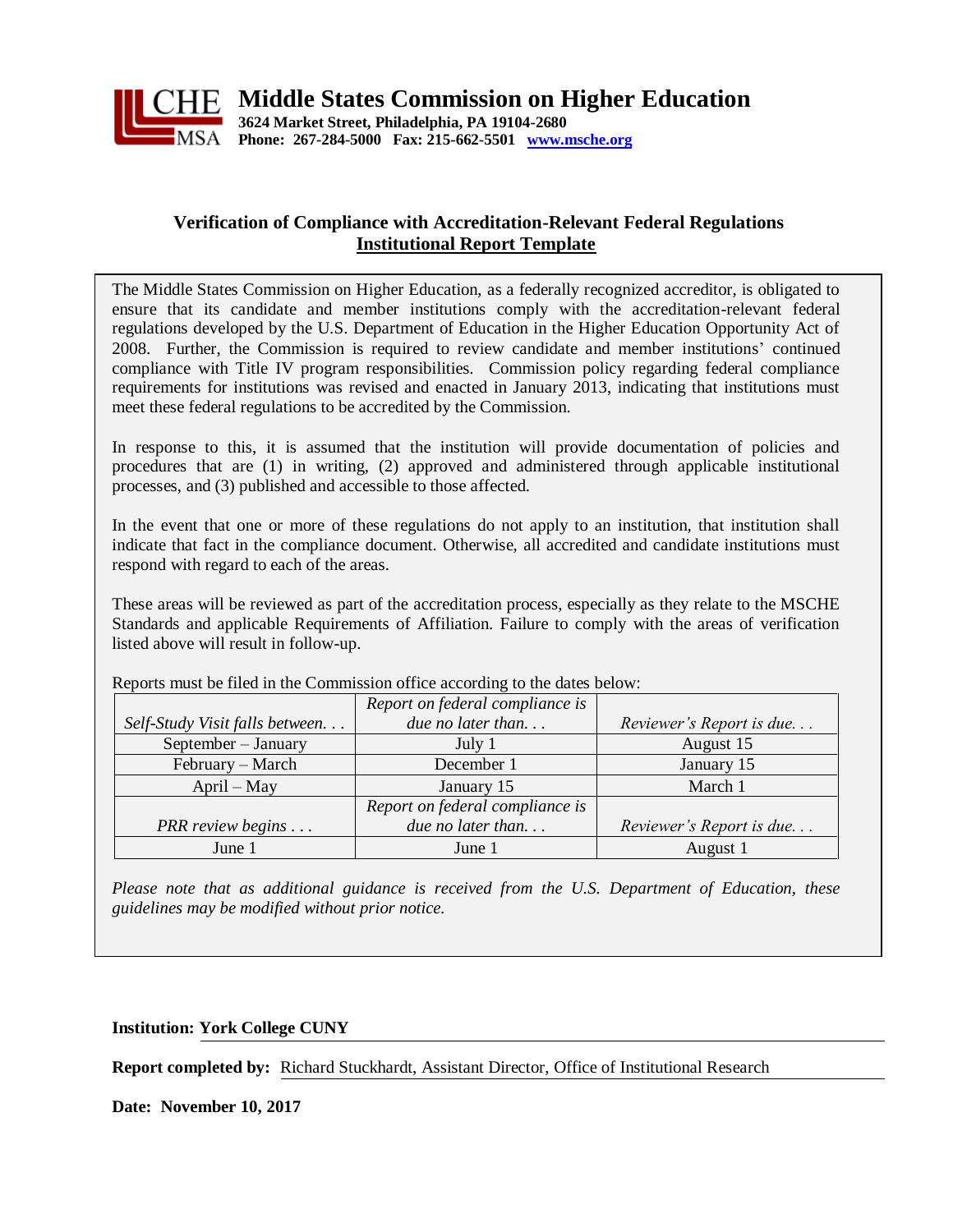# Middle States Commission on Higher Education

**3624 Market Street, Philadelphia, PA 19104-2680**
**Phone: 267-284-5000 Fax: 215-662-5501 www.msche.org**

## Verification of Compliance with Accreditation-Relevant Federal Regulations
## Institutional Report Template

The Middle States Commission on Higher Education, as a federally recognized accreditor, is obligated to ensure that its candidate and member institutions comply with the accreditation-relevant federal regulations developed by the U.S. Department of Education in the Higher Education Opportunity Act of 2008. Further, the Commission is required to review candidate and member institutions' continued compliance with Title IV program responsibilities. Commission policy regarding federal compliance requirements for institutions was revised and enacted in January 2013, indicating that institutions must meet these federal regulations to be accredited by the Commission.

In response to this, it is assumed that the institution will provide documentation of policies and procedures that are (1) in writing, (2) approved and administered through applicable institutional processes, and (3) published and accessible to those affected.

In the event that one or more of these regulations do not apply to an institution, that institution shall indicate that fact in the compliance document. Otherwise, all accredited and candidate institutions must respond with regard to each of the areas.

These areas will be reviewed as part of the accreditation process, especially as they relate to the MSCHE Standards and applicable Requirements of Affiliation. Failure to comply with the areas of verification listed above will result in follow-up.

Reports must be filed in the Commission office according to the dates below:

| *Self-Study Visit falls between. . .* | *Report on federal compliance is due no later than. . .* | *Reviewer's Report is due. . .* |
|---|---|---|
| September – January | July 1 | August 15 |
| February – March | December 1 | January 15 |
| April – May | January 15 | March 1 |
| *PRR review begins . . .* | *Report on federal compliance is due no later than. . .* | *Reviewer's Report is due. . .* |
| June 1 | June 1 | August 1 |

*Please note that as additional guidance is received from the U.S. Department of Education, these guidelines may be modified without prior notice.*

**Institution: York College CUNY**

**Report completed by:** Richard Stuckhardt, Assistant Director, Office of Institutional Research

**Date: November 10, 2017**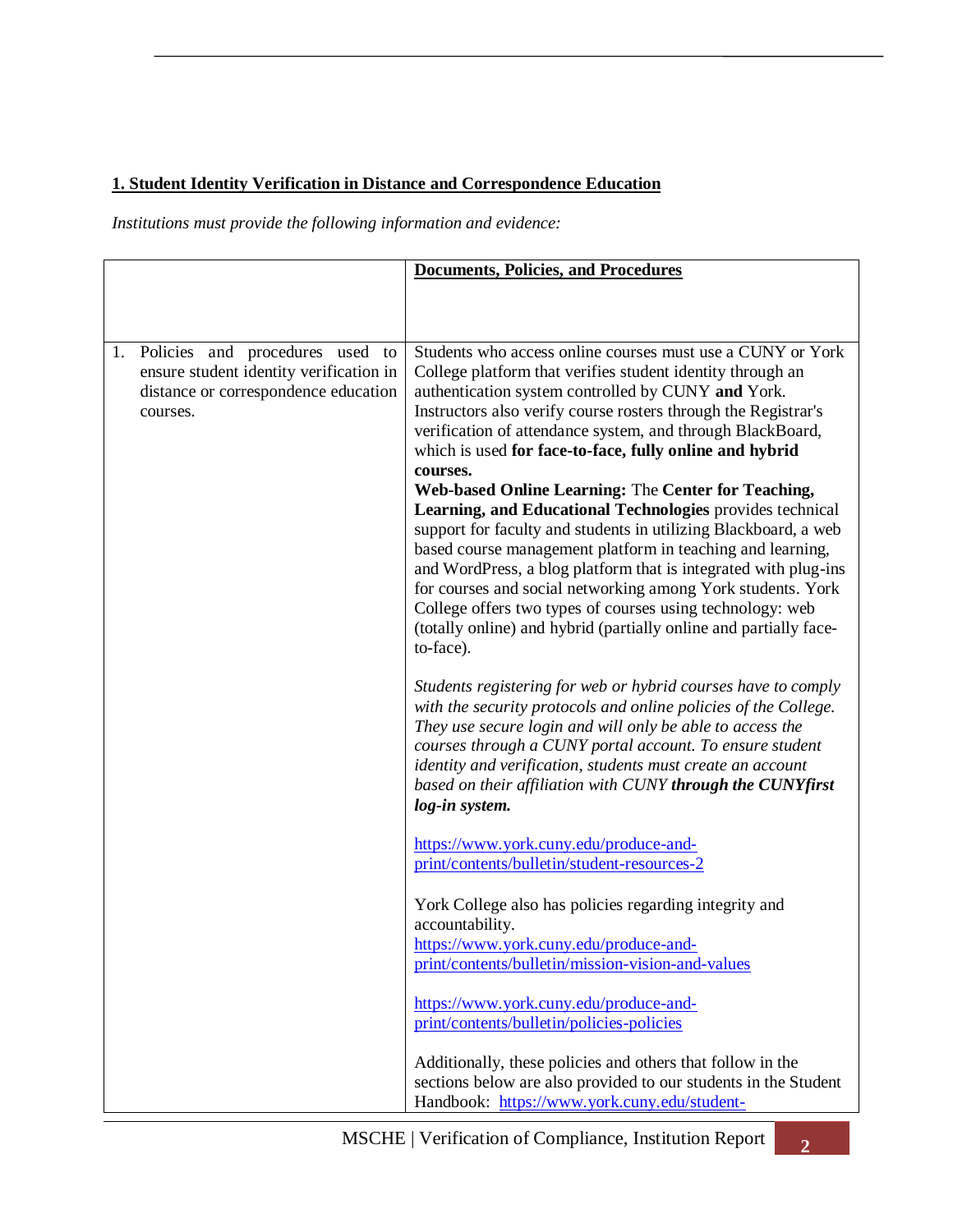**1. Student Identity Verification in Distance and Correspondence Education**

*Institutions must provide the following information and evidence:*

| | **Documents, Policies, and Procedures** |
|---|---|
| 1. Policies and procedures used to ensure student identity verification in distance or correspondence education courses. | Students who access online courses must use a CUNY or York College platform that verifies student identity through an authentication system controlled by CUNY **and** York. Instructors also verify course rosters through the Registrar's verification of attendance system, and through BlackBoard, which is used **for face-to-face, fully online and hybrid courses.**<br>**Web-based Online Learning:** The **Center for Teaching, Learning, and Educational Technologies** provides technical support for faculty and students in utilizing Blackboard, a web based course management platform in teaching and learning, and WordPress, a blog platform that is integrated with plug-ins for courses and social networking among York students. York College offers two types of courses using technology: web (totally online) and hybrid (partially online and partially face-to-face).<br><br>*Students registering for web or hybrid courses have to comply with the security protocols and online policies of the College. They use secure login and will only be able to access the courses through a CUNY portal account. To ensure student identity and verification, students must create an account based on their affiliation with CUNY* ***through the CUNYfirst log-in system.***<br><br>https://www.york.cuny.edu/produce-and-print/contents/bulletin/student-resources-2<br><br>York College also has policies regarding integrity and accountability.<br>https://www.york.cuny.edu/produce-and-print/contents/bulletin/mission-vision-and-values<br><br>https://www.york.cuny.edu/produce-and-print/contents/bulletin/policies-policies<br><br>Additionally, these policies and others that follow in the sections below are also provided to our students in the Student Handbook: https://www.york.cuny.edu/student- |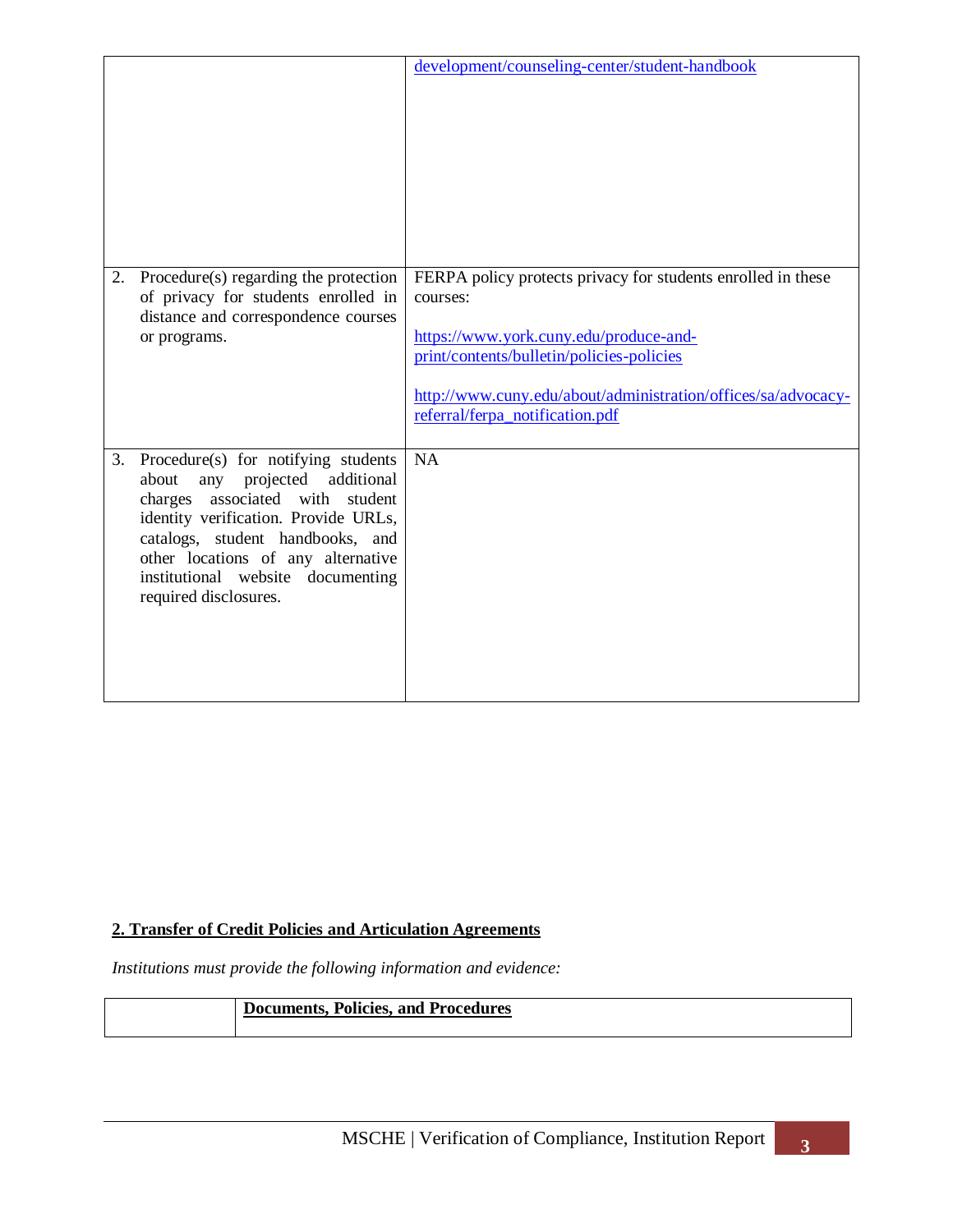| | |
|---|---|
| | development/counseling-center/student-handbook |
| 2. Procedure(s) regarding the protection of privacy for students enrolled in distance and correspondence courses or programs. | FERPA policy protects privacy for students enrolled in these courses:<br><br>https://www.york.cuny.edu/produce-and-print/contents/bulletin/policies-policies<br><br>http://www.cuny.edu/about/administration/offices/sa/advocacy-referral/ferpa_notification.pdf |
| 3. Procedure(s) for notifying students about any projected additional charges associated with student identity verification. Provide URLs, catalogs, student handbooks, and other locations of any alternative institutional website documenting required disclosures. | NA |

## 2. Transfer of Credit Policies and Articulation Agreements

*Institutions must provide the following information and evidence:*

| | **Documents, Policies, and Procedures** |
|---|---|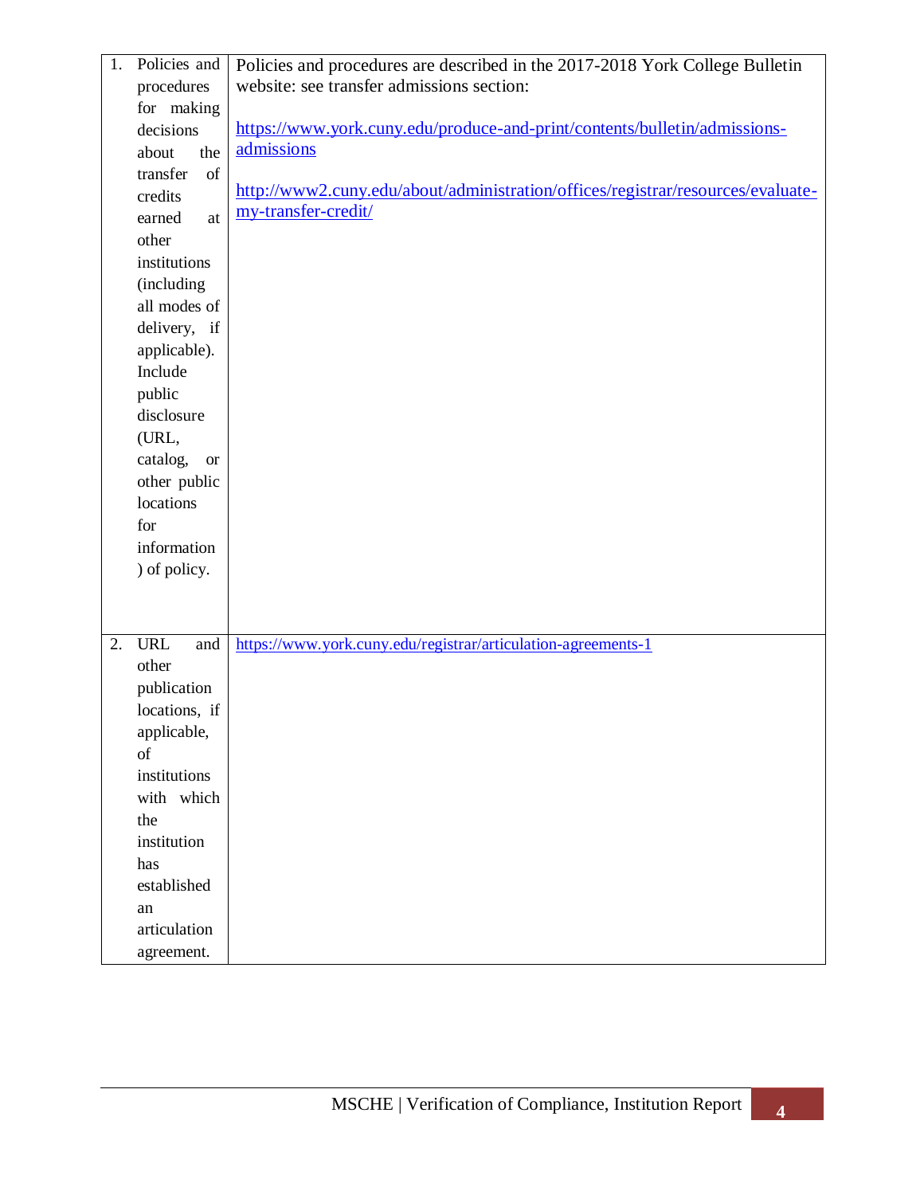| | | |
|---|---|---|
| 1. | Policies and procedures for making decisions about the transfer of credits earned at other institutions (including all modes of delivery, if applicable). Include public disclosure (URL, catalog, or other public locations for information) of policy. | Policies and procedures are described in the 2017-2018 York College Bulletin website: see transfer admissions section:<br><br>https://www.york.cuny.edu/produce-and-print/contents/bulletin/admissions-admissions<br><br>http://www2.cuny.edu/about/administration/offices/registrar/resources/evaluate-my-transfer-credit/ |
| 2. | URL and other publication locations, if applicable, of institutions with which the institution has established an articulation agreement. | https://www.york.cuny.edu/registrar/articulation-agreements-1 |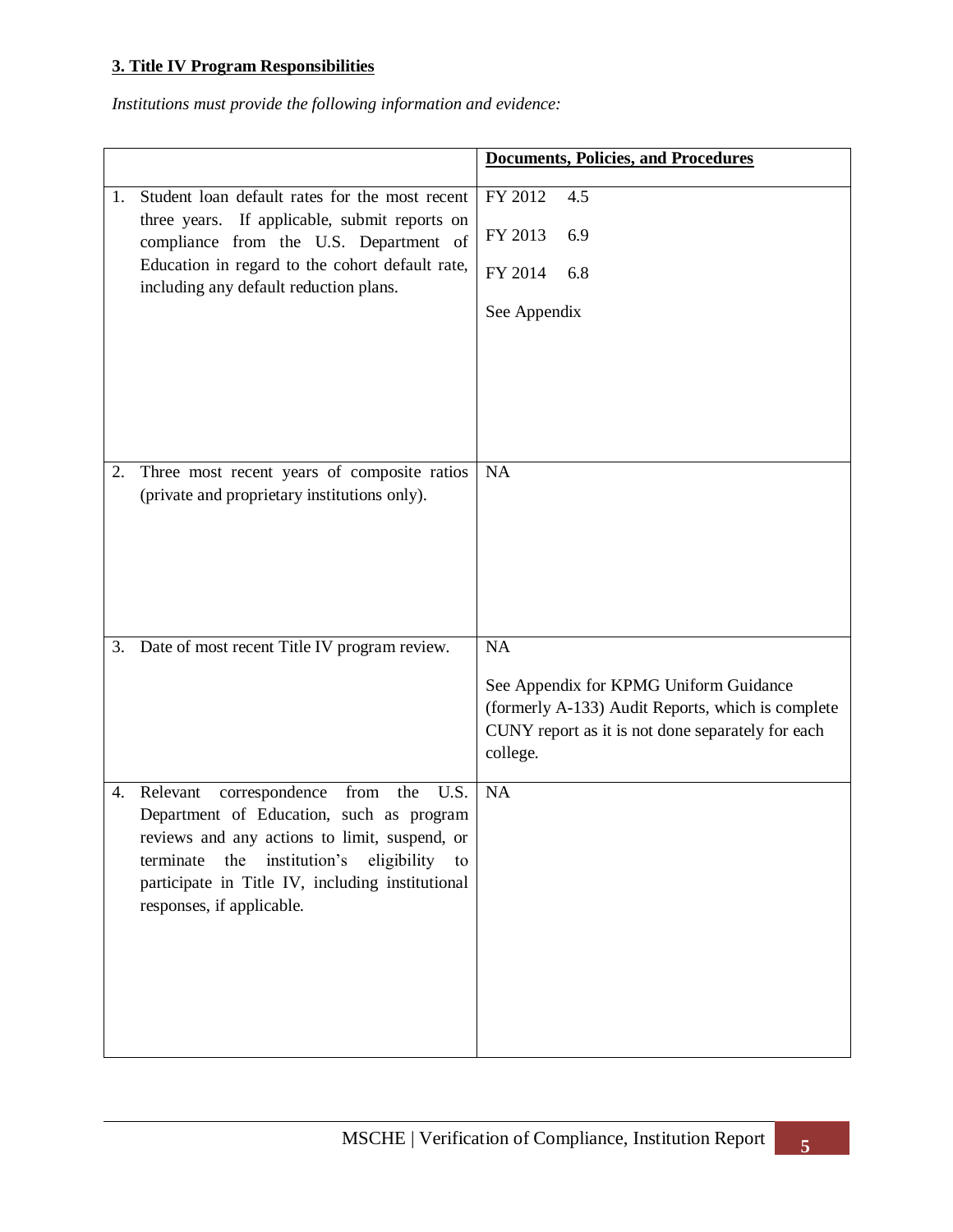**3. Title IV Program Responsibilities**

*Institutions must provide the following information and evidence:*

| | **Documents, Policies, and Procedures** |
|---|---|
| 1. Student loan default rates for the most recent three years. If applicable, submit reports on compliance from the U.S. Department of Education in regard to the cohort default rate, including any default reduction plans. | FY 2012 4.5<br><br>FY 2013 6.9<br><br>FY 2014 6.8<br><br>See Appendix |
| 2. Three most recent years of composite ratios (private and proprietary institutions only). | NA |
| 3. Date of most recent Title IV program review. | NA<br><br>See Appendix for KPMG Uniform Guidance (formerly A-133) Audit Reports, which is complete CUNY report as it is not done separately for each college. |
| 4. Relevant correspondence from the U.S. Department of Education, such as program reviews and any actions to limit, suspend, or terminate the institution's eligibility to participate in Title IV, including institutional responses, if applicable. | NA |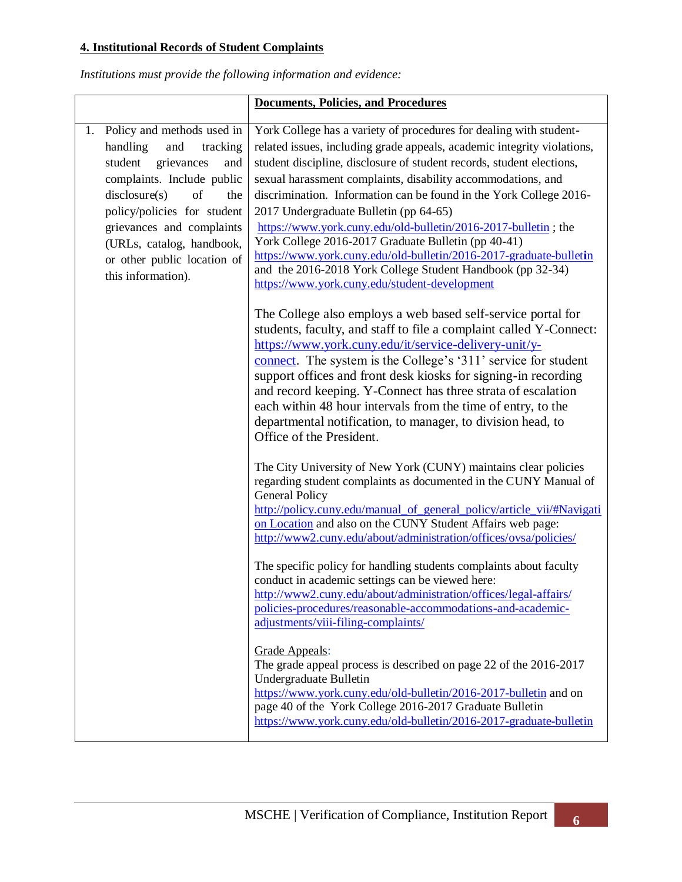**4. Institutional Records of Student Complaints**

*Institutions must provide the following information and evidence:*

| | Documents, Policies, and Procedures |
|---|---|
| 1. Policy and methods used in handling and tracking student grievances and complaints. Include public disclosure(s) of the policy/policies for student grievances and complaints (URLs, catalog, handbook, or other public location of this information). | York College has a variety of procedures for dealing with student-related issues, including grade appeals, academic integrity violations, student discipline, disclosure of student records, student elections, sexual harassment complaints, disability accommodations, and discrimination. Information can be found in the York College 2016-2017 Undergraduate Bulletin (pp 64-65) https://www.york.cuny.edu/old-bulletin/2016-2017-bulletin ; the York College 2016-2017 Graduate Bulletin (pp 40-41) https://www.york.cuny.edu/old-bulletin/2016-2017-graduate-bulletin and the 2016-2018 York College Student Handbook (pp 32-34) https://www.york.cuny.edu/student-development<br><br>The College also employs a web based self-service portal for students, faculty, and staff to file a complaint called Y-Connect: https://www.york.cuny.edu/it/service-delivery-unit/y-connect. The system is the College's '311' service for student support offices and front desk kiosks for signing-in recording and record keeping. Y-Connect has three strata of escalation each within 48 hour intervals from the time of entry, to the departmental notification, to manager, to division head, to Office of the President.<br><br>The City University of New York (CUNY) maintains clear policies regarding student complaints as documented in the CUNY Manual of General Policy http://policy.cuny.edu/manual_of_general_policy/article_vii/#Navigation Location and also on the CUNY Student Affairs web page: http://www2.cuny.edu/about/administration/offices/ovsa/policies/<br><br>The specific policy for handling students complaints about faculty conduct in academic settings can be viewed here: http://www2.cuny.edu/about/administration/offices/legal-affairs/policies-procedures/reasonable-accommodations-and-academic-adjustments/viii-filing-complaints/<br><br>Grade Appeals:<br>The grade appeal process is described on page 22 of the 2016-2017 Undergraduate Bulletin https://www.york.cuny.edu/old-bulletin/2016-2017-bulletin and on page 40 of the York College 2016-2017 Graduate Bulletin https://www.york.cuny.edu/old-bulletin/2016-2017-graduate-bulletin |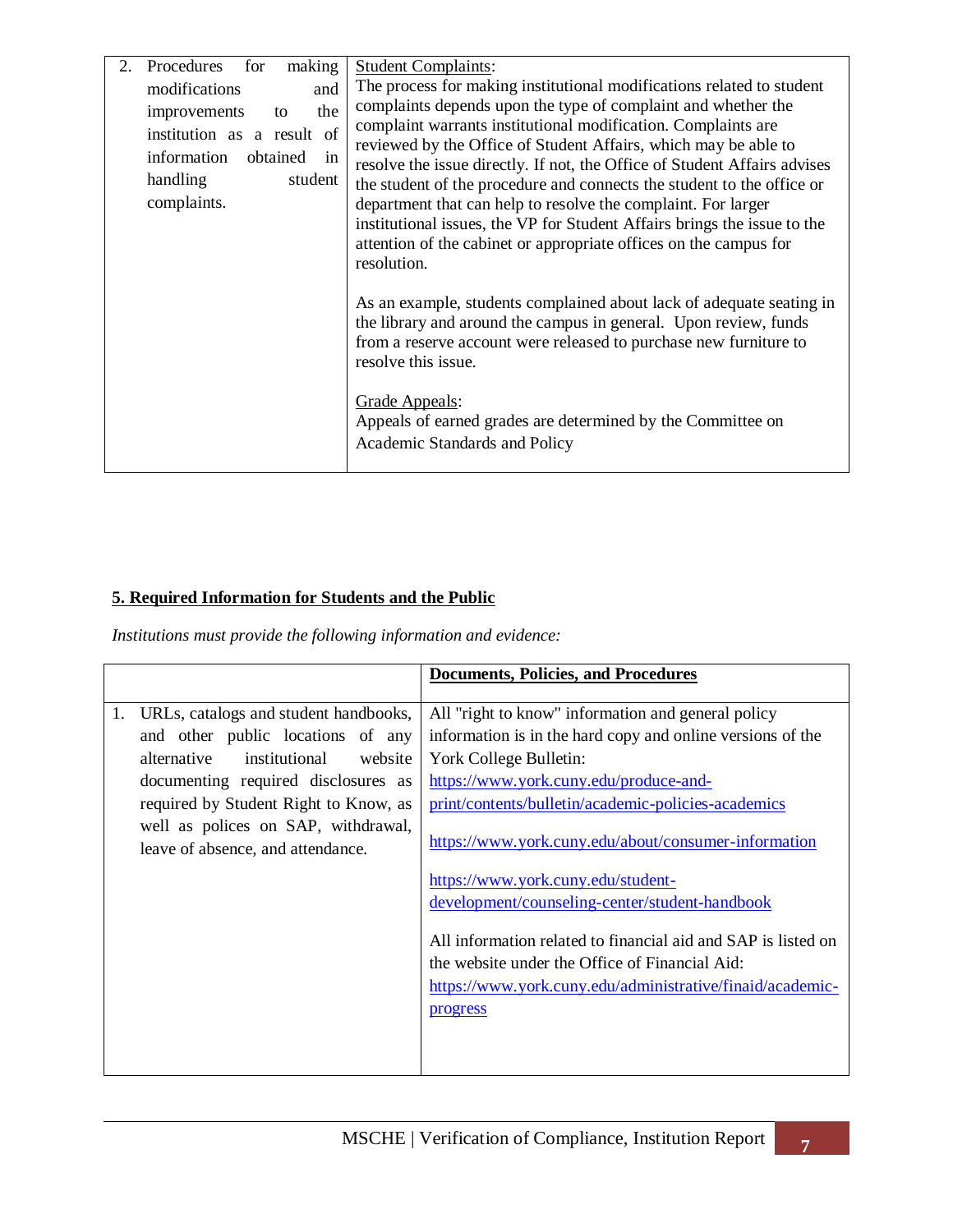| | |
|---|---|
| 2. Procedures for making modifications and improvements to the institution as a result of information obtained in handling student complaints. | <u>Student Complaints</u>:<br>The process for making institutional modifications related to student complaints depends upon the type of complaint and whether the complaint warrants institutional modification. Complaints are reviewed by the Office of Student Affairs, which may be able to resolve the issue directly. If not, the Office of Student Affairs advises the student of the procedure and connects the student to the office or department that can help to resolve the complaint. For larger institutional issues, the VP for Student Affairs brings the issue to the attention of the cabinet or appropriate offices on the campus for resolution.<br><br>As an example, students complained about lack of adequate seating in the library and around the campus in general. Upon review, funds from a reserve account were released to purchase new furniture to resolve this issue.<br><br><u>Grade Appeals</u>:<br>Appeals of earned grades are determined by the Committee on Academic Standards and Policy |

## 5. Required Information for Students and the Public

*Institutions must provide the following information and evidence:*

| | **Documents, Policies, and Procedures** |
|---|---|
| 1. URLs, catalogs and student handbooks, and other public locations of any alternative institutional website documenting required disclosures as required by Student Right to Know, as well as polices on SAP, withdrawal, leave of absence, and attendance. | All "right to know" information and general policy information is in the hard copy and online versions of the York College Bulletin:<br>https://www.york.cuny.edu/produce-and-print/contents/bulletin/academic-policies-academics<br><br>https://www.york.cuny.edu/about/consumer-information<br><br>https://www.york.cuny.edu/student-development/counseling-center/student-handbook<br><br>All information related to financial aid and SAP is listed on the website under the Office of Financial Aid:<br>https://www.york.cuny.edu/administrative/finaid/academic-progress |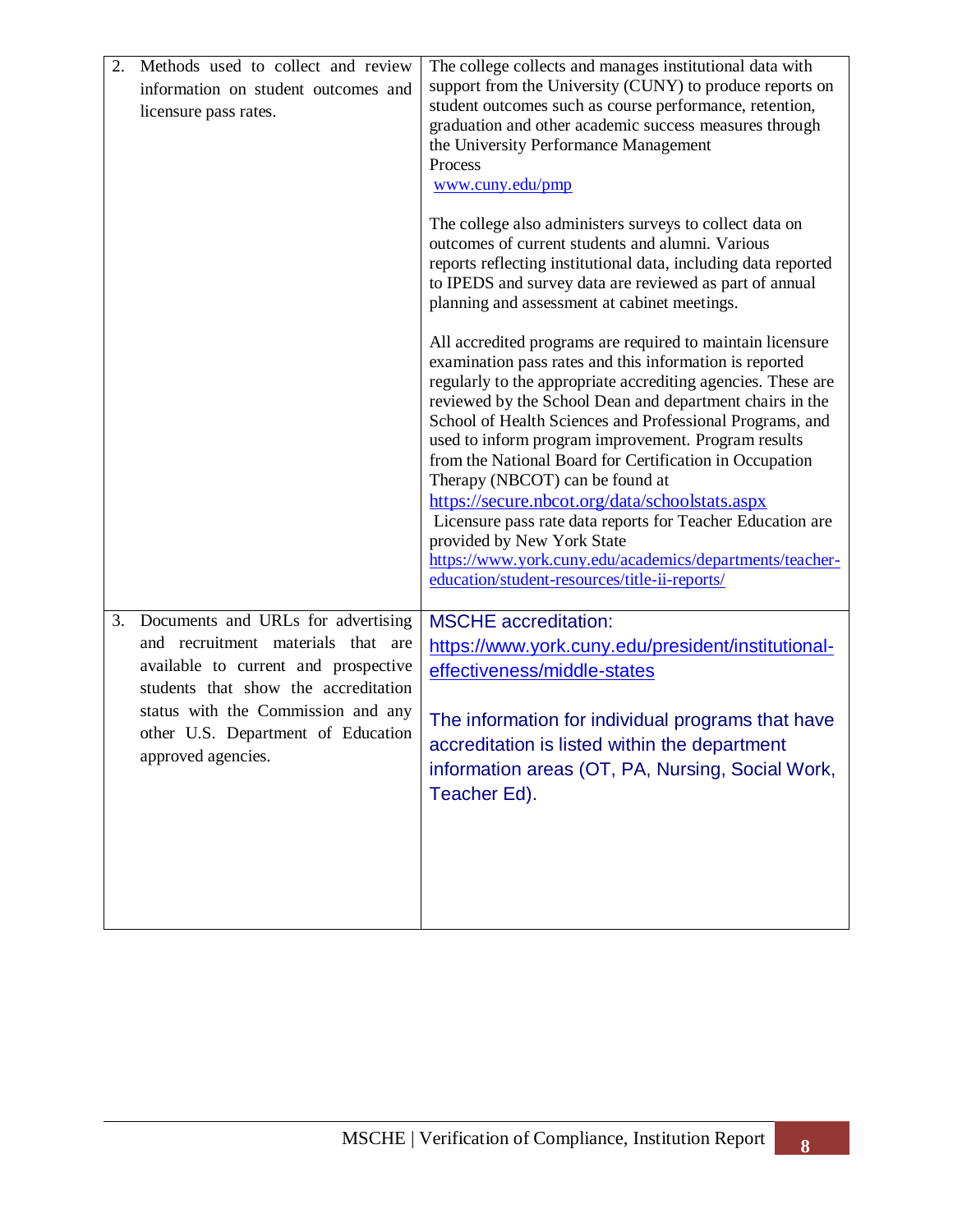| | |
|---|---|
| 2. Methods used to collect and review information on student outcomes and licensure pass rates. | The college collects and manages institutional data with support from the University (CUNY) to produce reports on student outcomes such as course performance, retention, graduation and other academic success measures through the University Performance Management Process www.cuny.edu/pmp<br><br>The college also administers surveys to collect data on outcomes of current students and alumni. Various reports reflecting institutional data, including data reported to IPEDS and survey data are reviewed as part of annual planning and assessment at cabinet meetings.<br><br>All accredited programs are required to maintain licensure examination pass rates and this information is reported regularly to the appropriate accrediting agencies. These are reviewed by the School Dean and department chairs in the School of Health Sciences and Professional Programs, and used to inform program improvement. Program results from the National Board for Certification in Occupation Therapy (NBCOT) can be found at https://secure.nbcot.org/data/schoolstats.aspx Licensure pass rate data reports for Teacher Education are provided by New York State https://www.york.cuny.edu/academics/departments/teacher-education/student-resources/title-ii-reports/ |
| 3. Documents and URLs for advertising and recruitment materials that are available to current and prospective students that show the accreditation status with the Commission and any other U.S. Department of Education approved agencies. | MSCHE accreditation: https://www.york.cuny.edu/president/institutional-effectiveness/middle-states<br><br>The information for individual programs that have accreditation is listed within the department information areas (OT, PA, Nursing, Social Work, Teacher Ed). |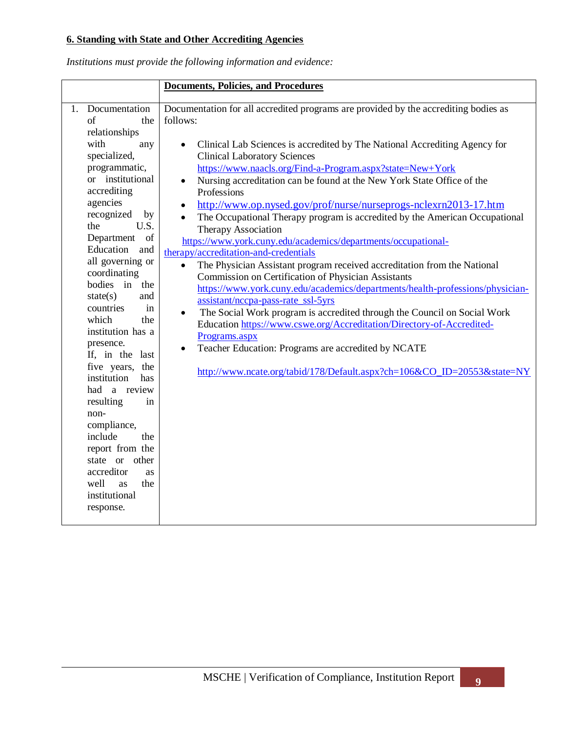**6. Standing with State and Other Accrediting Agencies**

*Institutions must provide the following information and evidence:*

| | **Documents, Policies, and Procedures** |
|---|---|
| 1. Documentation of the relationships with any specialized, programmatic, or institutional accrediting agencies recognized by the U.S. Department of Education and all governing or coordinating bodies in the state(s) and countries in which the institution has a presence. If, in the last five years, the institution has had a review resulting in non-compliance, include the report from the state or other accreditor as well as the institutional response. | Documentation for all accredited programs are provided by the accrediting bodies as follows:<br><br>• Clinical Lab Sciences is accredited by The National Accrediting Agency for Clinical Laboratory Sciences https://www.naacls.org/Find-a-Program.aspx?state=New+York<br>• Nursing accreditation can be found at the New York State Office of the Professions<br>• http://www.op.nysed.gov/prof/nurse/nurseprogs-nclexrn2013-17.htm<br>• The Occupational Therapy program is accredited by the American Occupational Therapy Association https://www.york.cuny.edu/academics/departments/occupational-therapy/accreditation-and-credentials<br>• The Physician Assistant program received accreditation from the National Commission on Certification of Physician Assistants https://www.york.cuny.edu/academics/departments/health-professions/physician-assistant/nccpa-pass-rate_ssl-5yrs<br>• The Social Work program is accredited through the Council on Social Work Education https://www.cswe.org/Accreditation/Directory-of-Accredited-Programs.aspx<br>• Teacher Education: Programs are accredited by NCATE<br><br>http://www.ncate.org/tabid/178/Default.aspx?ch=106&CO_ID=20553&state=NY |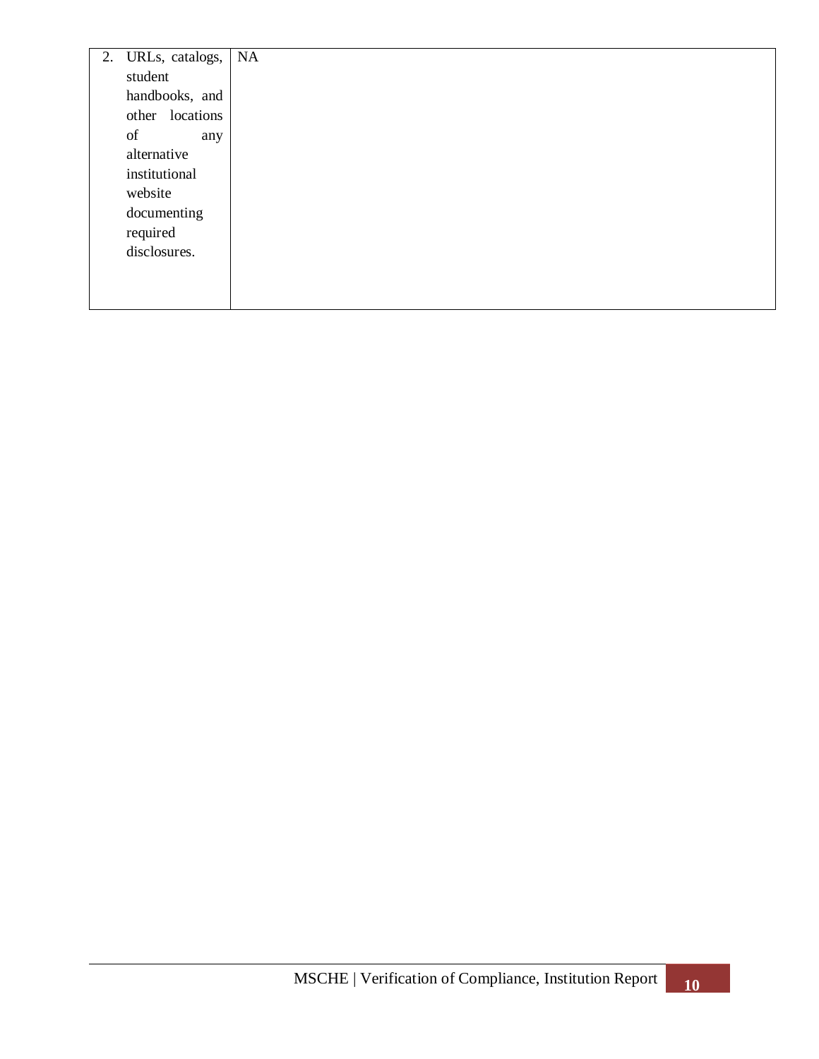| | |
|---|---|
| 2. URLs, catalogs, student handbooks, and other locations of any alternative institutional website documenting required disclosures. | NA |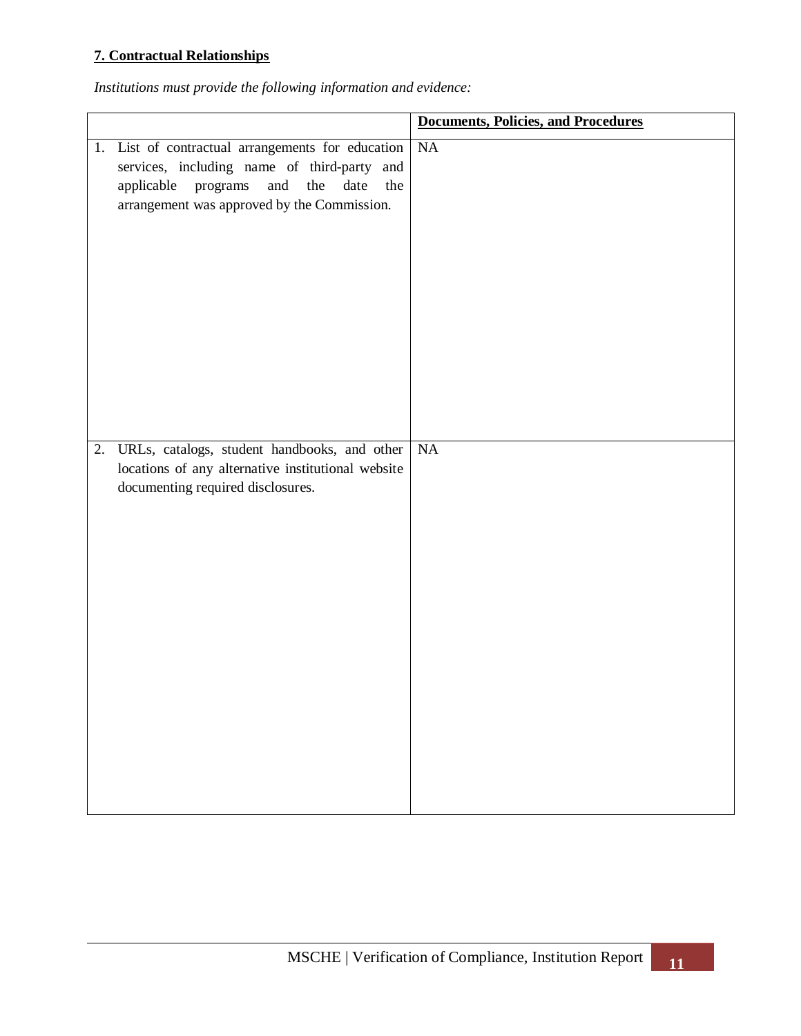**7. Contractual Relationships**

*Institutions must provide the following information and evidence:*

| | **Documents, Policies, and Procedures** |
|---|---|
| 1. List of contractual arrangements for education services, including name of third-party and applicable programs and the date the arrangement was approved by the Commission. | NA |
| 2. URLs, catalogs, student handbooks, and other locations of any alternative institutional website documenting required disclosures. | NA |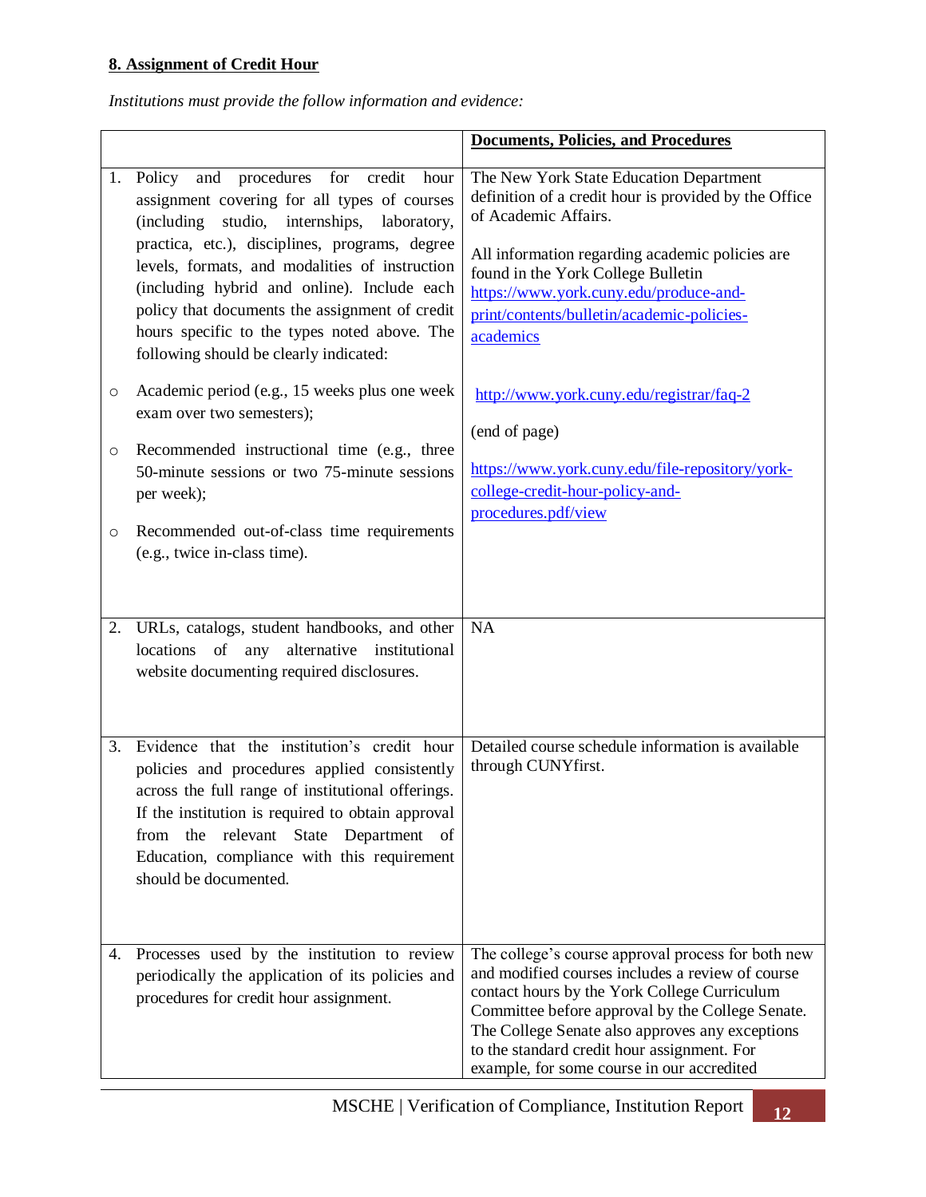**8. Assignment of Credit Hour**

*Institutions must provide the follow information and evidence:*

| | **Documents, Policies, and Procedures** |
|---|---|
| 1. Policy and procedures for credit hour assignment covering for all types of courses (including studio, internships, laboratory, practica, etc.), disciplines, programs, degree levels, formats, and modalities of instruction (including hybrid and online). Include each policy that documents the assignment of credit hours specific to the types noted above. The following should be clearly indicated:<br><br>○ Academic period (e.g., 15 weeks plus one week exam over two semesters);<br><br>○ Recommended instructional time (e.g., three 50-minute sessions or two 75-minute sessions per week);<br><br>○ Recommended out-of-class time requirements (e.g., twice in-class time). | The New York State Education Department definition of a credit hour is provided by the Office of Academic Affairs.<br><br>All information regarding academic policies are found in the York College Bulletin https://www.york.cuny.edu/produce-and-print/contents/bulletin/academic-policies-academics<br><br>http://www.york.cuny.edu/registrar/faq-2<br><br>(end of page)<br><br>https://www.york.cuny.edu/file-repository/york-college-credit-hour-policy-and-procedures.pdf/view |
| 2. URLs, catalogs, student handbooks, and other locations of any alternative institutional website documenting required disclosures. | NA |
| 3. Evidence that the institution's credit hour policies and procedures applied consistently across the full range of institutional offerings. If the institution is required to obtain approval from the relevant State Department of Education, compliance with this requirement should be documented. | Detailed course schedule information is available through CUNYfirst. |
| 4. Processes used by the institution to review periodically the application of its policies and procedures for credit hour assignment. | The college's course approval process for both new and modified courses includes a review of course contact hours by the York College Curriculum Committee before approval by the College Senate. The College Senate also approves any exceptions to the standard credit hour assignment. For example, for some course in our accredited |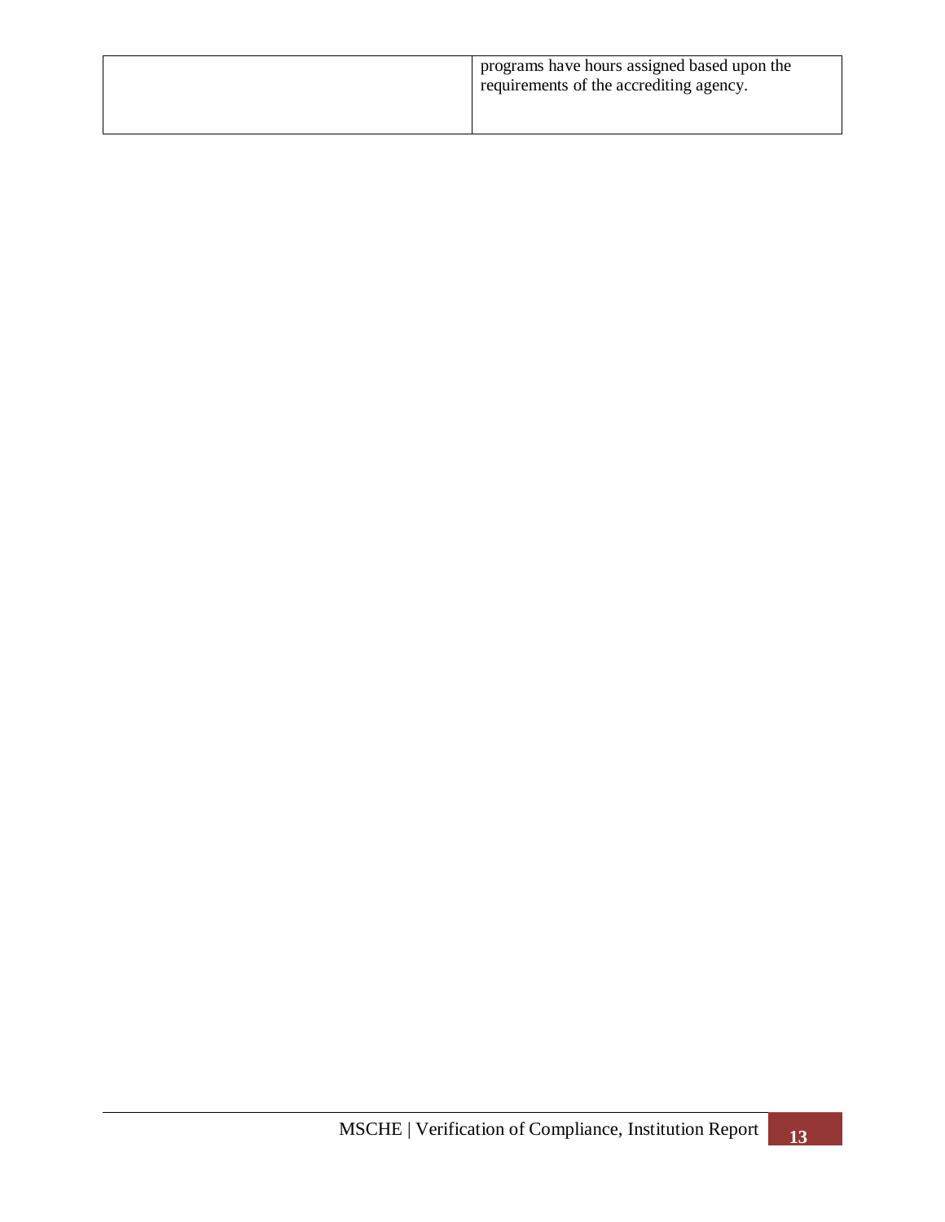| | |
|---|---|
| | programs have hours assigned based upon the requirements of the accrediting agency. |